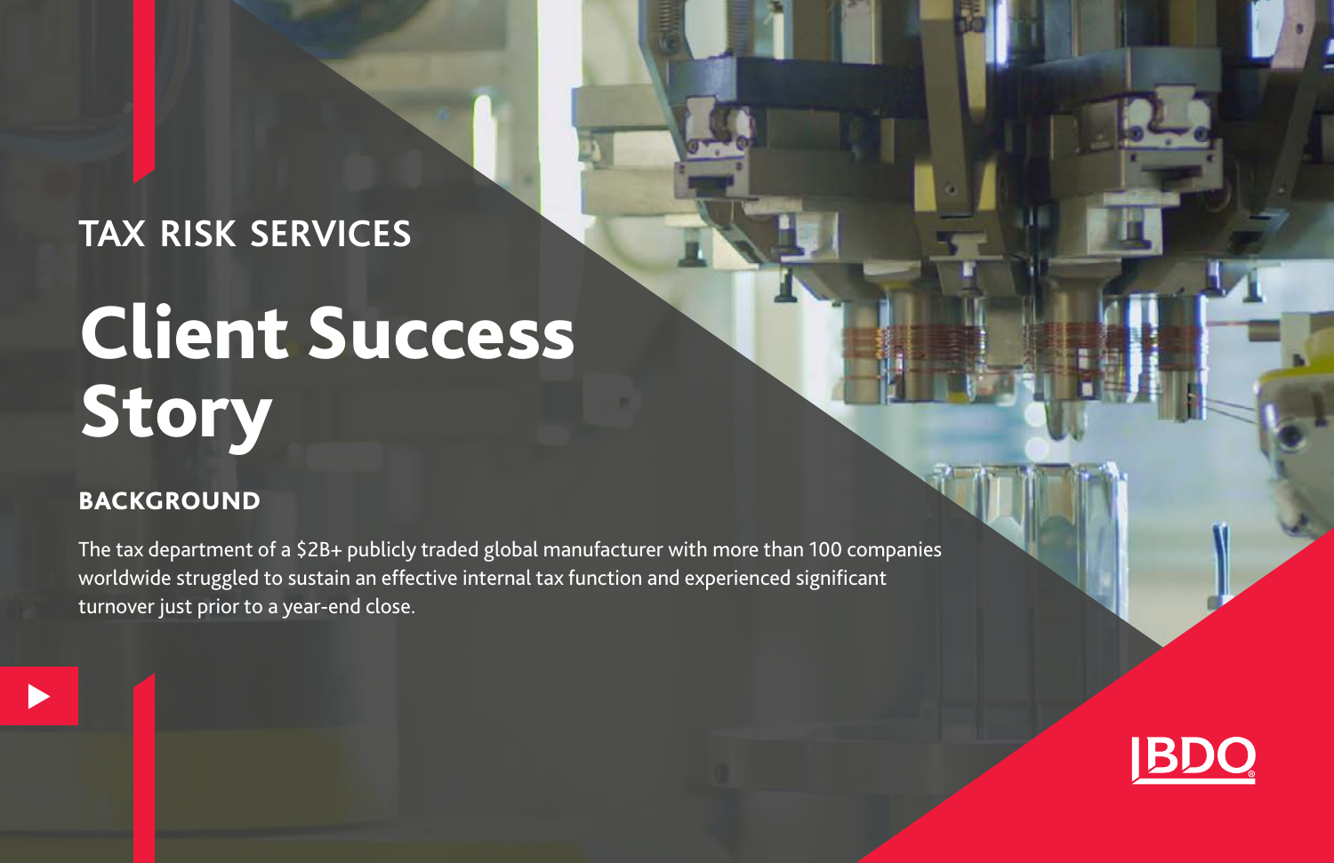TAX RISK SERVICES

# Client Success Story

## BACKGROUND

The tax department of a $2B+ publicly traded global manufacturer with more than 100 companies worldwide struggled to sustain an effective internal tax function and experienced significant turnover just prior to a year-end close.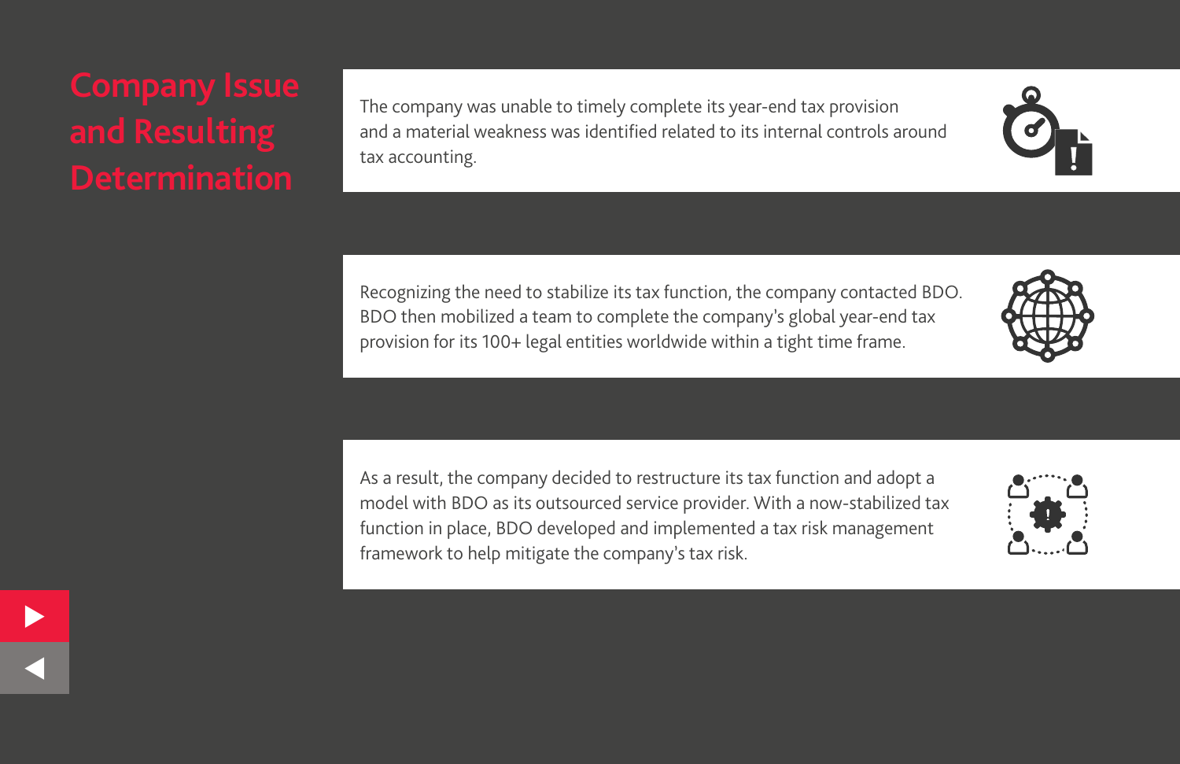# Company Issue and Resulting Determination

The company was unable to timely complete its year-end tax provision and a material weakness was identified related to its internal controls around tax accounting.

Recognizing the need to stabilize its tax function, the company contacted BDO. BDO then mobilized a team to complete the company's global year-end tax provision for its 100+ legal entities worldwide within a tight time frame.

As a result, the company decided to restructure its tax function and adopt a model with BDO as its outsourced service provider. With a now-stabilized tax function in place, BDO developed and implemented a tax risk management framework to help mitigate the company's tax risk.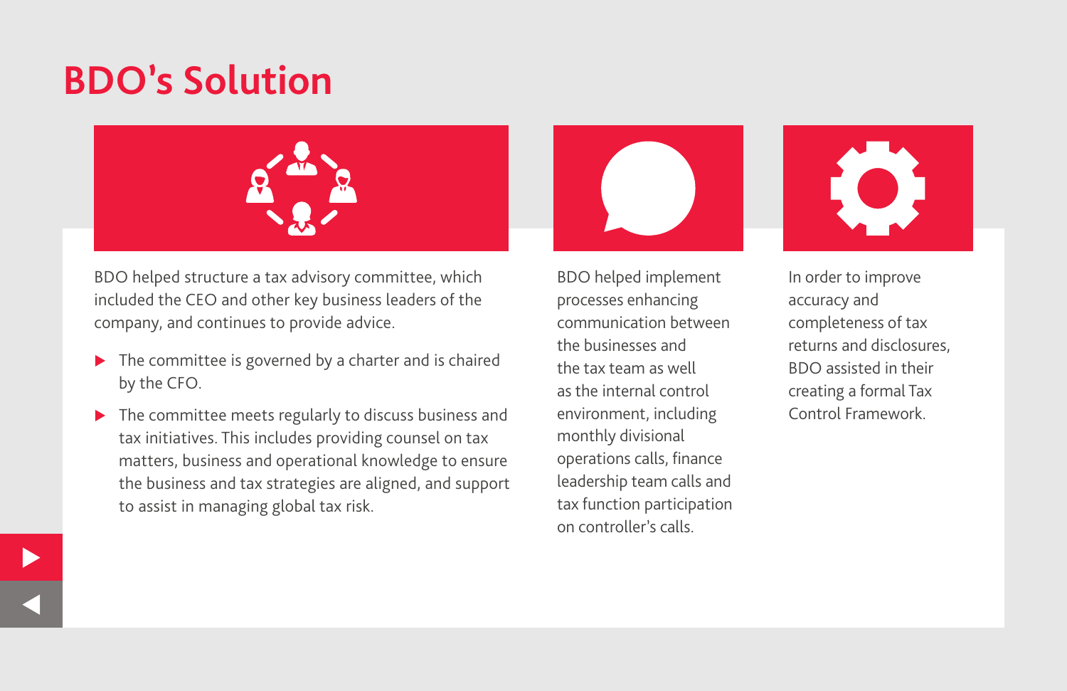# BDO's Solution

BDO helped structure a tax advisory committee, which included the CEO and other key business leaders of the company, and continues to provide advice.

- The committee is governed by a charter and is chaired by the CFO.
- The committee meets regularly to discuss business and tax initiatives. This includes providing counsel on tax matters, business and operational knowledge to ensure the business and tax strategies are aligned, and support to assist in managing global tax risk.

BDO helped implement processes enhancing communication between the businesses and the tax team as well as the internal control environment, including monthly divisional operations calls, finance leadership team calls and tax function participation on controller's calls.

In order to improve accuracy and completeness of tax returns and disclosures, BDO assisted in their creating a formal Tax Control Framework.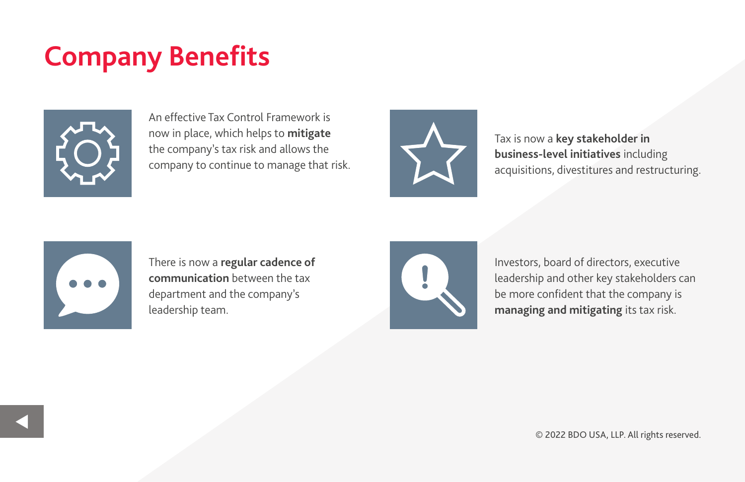# Company Benefits

An effective Tax Control Framework is now in place, which helps to **mitigate** the company's tax risk and allows the company to continue to manage that risk.

Tax is now a **key stakeholder in business-level initiatives** including acquisitions, divestitures and restructuring.

There is now a **regular cadence of communication** between the tax department and the company's leadership team.

Investors, board of directors, executive leadership and other key stakeholders can be more confident that the company is **managing and mitigating** its tax risk.

© 2022 BDO USA, LLP. All rights reserved.